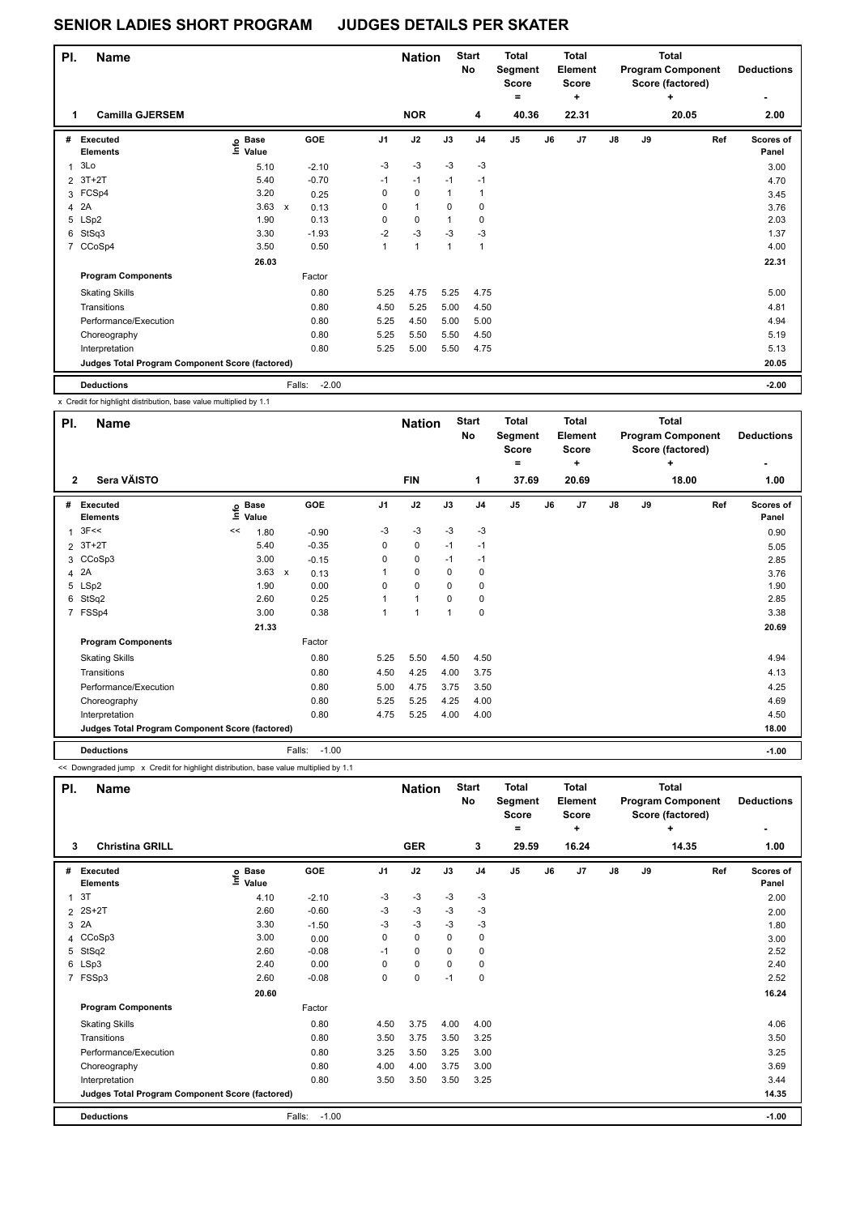# SENIOR LADIES SHORT PROGRAM JUDGES DETAILS PER SKATER

| Pl. | Name | Nation | Start No | Total Segment Score = | Total Element Score + | Total Program Component Score (factored) + | Deductions - |
|---|---|---|---|---|---|---|---|
| 1 | Camilla GJERSEM | NOR | 4 | 40.36 | 22.31 | 20.05 | 2.00 |

| # | Executed Elements | Info | Base Value | | GOE | J1 | J2 | J3 | J4 | J5 | J6 | J7 | J8 | J9 | Ref | Scores of Panel |
|---|---|---|---|---|---|---|---|---|---|---|---|---|---|---|---|---|
| 1 | 3Lo | | 5.10 | | -2.10 | -3 | -3 | -3 | -3 | | | | | | | 3.00 |
| 2 | 3T+2T | | 5.40 | | -0.70 | -1 | -1 | -1 | -1 | | | | | | | 4.70 |
| 3 | FCSp4 | | 3.20 | | 0.25 | 0 | 0 | 1 | 1 | | | | | | | 3.45 |
| 4 | 2A | | 3.63 | x | 0.13 | 0 | 1 | 0 | 0 | | | | | | | 3.76 |
| 5 | LSp2 | | 1.90 | | 0.13 | 0 | 0 | 1 | 0 | | | | | | | 2.03 |
| 6 | StSq3 | | 3.30 | | -1.93 | -2 | -3 | -3 | -3 | | | | | | | 1.37 |
| 7 | CCoSp4 | | 3.50 | | 0.50 | 1 | 1 | 1 | 1 | | | | | | | 4.00 |
| | | | 26.03 | | | | | | | | | | | | | 22.31 |
| | **Program Components** | | | | Factor | | | | | | | | | | | |
| | Skating Skills | | | | 0.80 | 5.25 | 4.75 | 5.25 | 4.75 | | | | | | | 5.00 |
| | Transitions | | | | 0.80 | 4.50 | 5.25 | 5.00 | 4.50 | | | | | | | 4.81 |
| | Performance/Execution | | | | 0.80 | 5.25 | 4.50 | 5.00 | 5.00 | | | | | | | 4.94 |
| | Choreography | | | | 0.80 | 5.25 | 5.50 | 5.50 | 4.50 | | | | | | | 5.19 |
| | Interpretation | | | | 0.80 | 5.25 | 5.00 | 5.50 | 4.75 | | | | | | | 5.13 |
| | **Judges Total Program Component Score (factored)** | | | | | | | | | | | | | | | 20.05 |
| | **Deductions** | | | | Falls: -2.00 | | | | | | | | | | | -2.00 |

x Credit for highlight distribution, base value multiplied by 1.1

| Pl. | Name | Nation | Start No | Total Segment Score = | Total Element Score + | Total Program Component Score (factored) + | Deductions - |
|---|---|---|---|---|---|---|---|
| 2 | Sera VÄISTO | FIN | 1 | 37.69 | 20.69 | 18.00 | 1.00 |

| # | Executed Elements | Info | Base Value | | GOE | J1 | J2 | J3 | J4 | J5 | J6 | J7 | J8 | J9 | Ref | Scores of Panel |
|---|---|---|---|---|---|---|---|---|---|---|---|---|---|---|---|---|
| 1 | 3F<< | << | 1.80 | | -0.90 | -3 | -3 | -3 | -3 | | | | | | | 0.90 |
| 2 | 3T+2T | | 5.40 | | -0.35 | 0 | 0 | -1 | -1 | | | | | | | 5.05 |
| 3 | CCoSp3 | | 3.00 | | -0.15 | 0 | 0 | -1 | -1 | | | | | | | 2.85 |
| 4 | 2A | | 3.63 | x | 0.13 | 1 | 0 | 0 | 0 | | | | | | | 3.76 |
| 5 | LSp2 | | 1.90 | | 0.00 | 0 | 0 | 0 | 0 | | | | | | | 1.90 |
| 6 | StSq2 | | 2.60 | | 0.25 | 1 | 1 | 0 | 0 | | | | | | | 2.85 |
| 7 | FSSp4 | | 3.00 | | 0.38 | 1 | 1 | 1 | 0 | | | | | | | 3.38 |
| | | | 21.33 | | | | | | | | | | | | | 20.69 |
| | **Program Components** | | | | Factor | | | | | | | | | | | |
| | Skating Skills | | | | 0.80 | 5.25 | 5.50 | 4.50 | 4.50 | | | | | | | 4.94 |
| | Transitions | | | | 0.80 | 4.50 | 4.25 | 4.00 | 3.75 | | | | | | | 4.13 |
| | Performance/Execution | | | | 0.80 | 5.00 | 4.75 | 3.75 | 3.50 | | | | | | | 4.25 |
| | Choreography | | | | 0.80 | 5.25 | 5.25 | 4.25 | 4.00 | | | | | | | 4.69 |
| | Interpretation | | | | 0.80 | 4.75 | 5.25 | 4.00 | 4.00 | | | | | | | 4.50 |
| | **Judges Total Program Component Score (factored)** | | | | | | | | | | | | | | | 18.00 |
| | **Deductions** | | | | Falls: -1.00 | | | | | | | | | | | -1.00 |

<< Downgraded jump x Credit for highlight distribution, base value multiplied by 1.1

| Pl. | Name | Nation | Start No | Total Segment Score = | Total Element Score + | Total Program Component Score (factored) + | Deductions - |
|---|---|---|---|---|---|---|---|
| 3 | Christina GRILL | GER | 3 | 29.59 | 16.24 | 14.35 | 1.00 |

| # | Executed Elements | Info | Base Value | | GOE | J1 | J2 | J3 | J4 | J5 | J6 | J7 | J8 | J9 | Ref | Scores of Panel |
|---|---|---|---|---|---|---|---|---|---|---|---|---|---|---|---|---|
| 1 | 3T | | 4.10 | | -2.10 | -3 | -3 | -3 | -3 | | | | | | | 2.00 |
| 2 | 2S+2T | | 2.60 | | -0.60 | -3 | -3 | -3 | -3 | | | | | | | 2.00 |
| 3 | 2A | | 3.30 | | -1.50 | -3 | -3 | -3 | -3 | | | | | | | 1.80 |
| 4 | CCoSp3 | | 3.00 | | 0.00 | 0 | 0 | 0 | 0 | | | | | | | 3.00 |
| 5 | StSq2 | | 2.60 | | -0.08 | -1 | 0 | 0 | 0 | | | | | | | 2.52 |
| 6 | LSp3 | | 2.40 | | 0.00 | 0 | 0 | 0 | 0 | | | | | | | 2.40 |
| 7 | FSSp3 | | 2.60 | | -0.08 | 0 | 0 | -1 | 0 | | | | | | | 2.52 |
| | | | 20.60 | | | | | | | | | | | | | 16.24 |
| | **Program Components** | | | | Factor | | | | | | | | | | | |
| | Skating Skills | | | | 0.80 | 4.50 | 3.75 | 4.00 | 4.00 | | | | | | | 4.06 |
| | Transitions | | | | 0.80 | 3.50 | 3.75 | 3.50 | 3.25 | | | | | | | 3.50 |
| | Performance/Execution | | | | 0.80 | 3.25 | 3.50 | 3.25 | 3.00 | | | | | | | 3.25 |
| | Choreography | | | | 0.80 | 4.00 | 4.00 | 3.75 | 3.00 | | | | | | | 3.69 |
| | Interpretation | | | | 0.80 | 3.50 | 3.50 | 3.50 | 3.25 | | | | | | | 3.44 |
| | **Judges Total Program Component Score (factored)** | | | | | | | | | | | | | | | 14.35 |
| | **Deductions** | | | | Falls: -1.00 | | | | | | | | | | | -1.00 |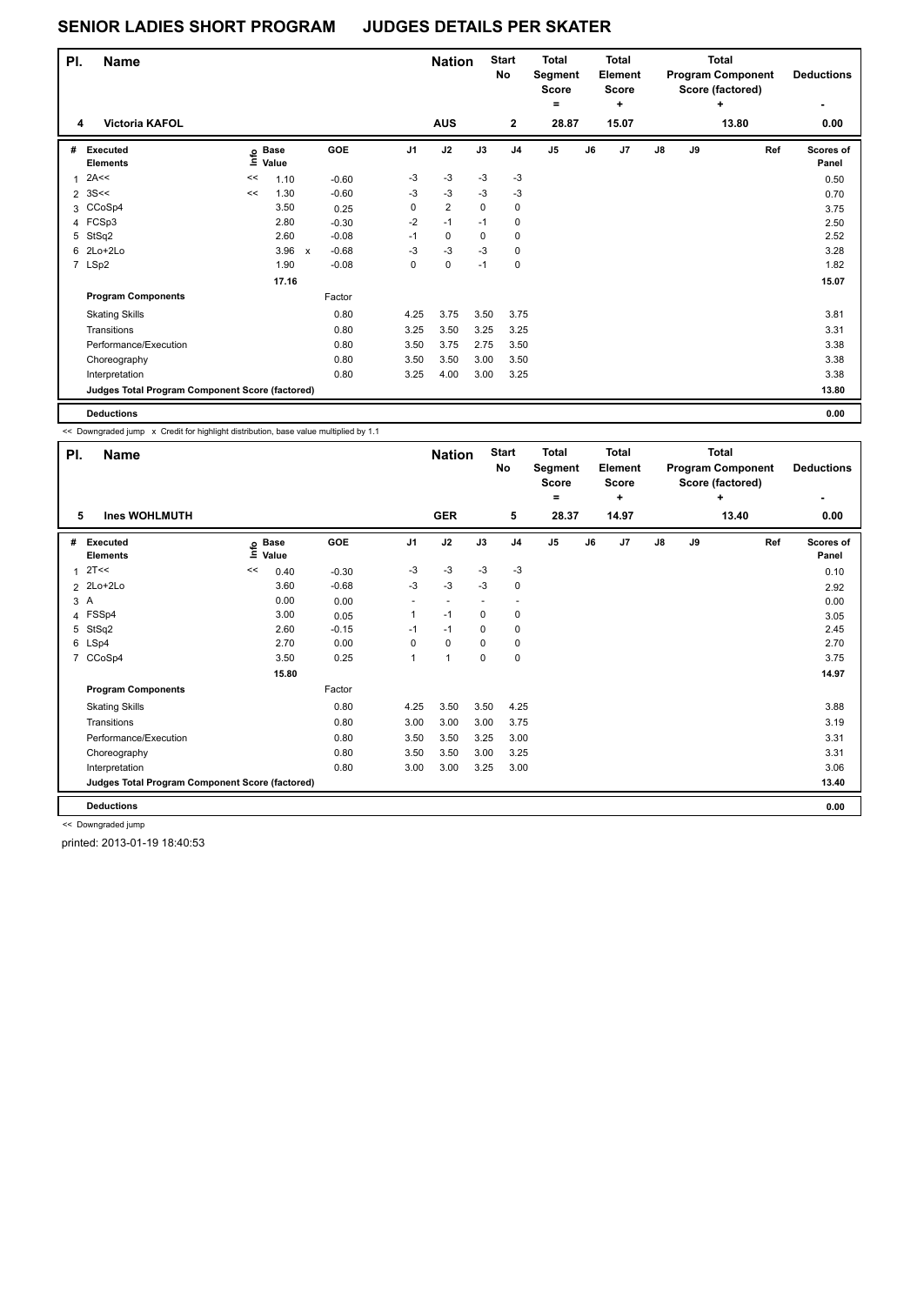# SENIOR LADIES SHORT PROGRAM JUDGES DETAILS PER SKATER

| Pl. | Name | Nation | Start No | Total Segment Score = | Total Element Score + | Total Program Component Score (factored) + | Deductions - |
|---|---|---|---|---|---|---|---|
| 4 | Victoria KAFOL | AUS | 2 | 28.87 | 15.07 | 13.80 | 0.00 |

| # | Executed Elements | Info | Base Value | | GOE | J1 | J2 | J3 | J4 | J5 | J6 | J7 | J8 | J9 | Ref | Scores of Panel |
|---|---|---|---|---|---|---|---|---|---|---|---|---|---|---|---|---|
| 1 | 2A<< | << | 1.10 | | -0.60 | -3 | -3 | -3 | -3 | | | | | | | 0.50 |
| 2 | 3S<< | << | 1.30 | | -0.60 | -3 | -3 | -3 | -3 | | | | | | | 0.70 |
| 3 | CCoSp4 | | 3.50 | | 0.25 | 0 | 2 | 0 | 0 | | | | | | | 3.75 |
| 4 | FCSp3 | | 2.80 | | -0.30 | -2 | -1 | -1 | 0 | | | | | | | 2.50 |
| 5 | StSq2 | | 2.60 | | -0.08 | -1 | 0 | 0 | 0 | | | | | | | 2.52 |
| 6 | 2Lo+2Lo | | 3.96 | x | -0.68 | -3 | -3 | -3 | 0 | | | | | | | 3.28 |
| 7 | LSp2 | | 1.90 | | -0.08 | 0 | 0 | -1 | 0 | | | | | | | 1.82 |
| | | | 17.16 | | | | | | | | | | | | | 15.07 |
| | **Program Components** | | | | Factor | | | | | | | | | | | |
| | Skating Skills | | | | 0.80 | 4.25 | 3.75 | 3.50 | 3.75 | | | | | | | 3.81 |
| | Transitions | | | | 0.80 | 3.25 | 3.50 | 3.25 | 3.25 | | | | | | | 3.31 |
| | Performance/Execution | | | | 0.80 | 3.50 | 3.75 | 2.75 | 3.50 | | | | | | | 3.38 |
| | Choreography | | | | 0.80 | 3.50 | 3.50 | 3.00 | 3.50 | | | | | | | 3.38 |
| | Interpretation | | | | 0.80 | 3.25 | 4.00 | 3.00 | 3.25 | | | | | | | 3.38 |
| | **Judges Total Program Component Score (factored)** | | | | | | | | | | | | | | | 13.80 |
| | **Deductions** | | | | | | | | | | | | | | | 0.00 |

<< Downgraded jump x Credit for highlight distribution, base value multiplied by 1.1

| Pl. | Name | Nation | Start No | Total Segment Score = | Total Element Score + | Total Program Component Score (factored) + | Deductions - |
|---|---|---|---|---|---|---|---|
| 5 | Ines WOHLMUTH | GER | 5 | 28.37 | 14.97 | 13.40 | 0.00 |

| # | Executed Elements | Info | Base Value | GOE | J1 | J2 | J3 | J4 | J5 | J6 | J7 | J8 | J9 | Ref | Scores of Panel |
|---|---|---|---|---|---|---|---|---|---|---|---|---|---|---|---|
| 1 | 2T<< | << | 0.40 | -0.30 | -3 | -3 | -3 | -3 | | | | | | | 0.10 |
| 2 | 2Lo+2Lo | | 3.60 | -0.68 | -3 | -3 | -3 | 0 | | | | | | | 2.92 |
| 3 | A | | 0.00 | 0.00 | - | - | - | - | | | | | | | 0.00 |
| 4 | FSSp4 | | 3.00 | 0.05 | 1 | -1 | 0 | 0 | | | | | | | 3.05 |
| 5 | StSq2 | | 2.60 | -0.15 | -1 | -1 | 0 | 0 | | | | | | | 2.45 |
| 6 | LSp4 | | 2.70 | 0.00 | 0 | 0 | 0 | 0 | | | | | | | 2.70 |
| 7 | CCoSp4 | | 3.50 | 0.25 | 1 | 1 | 0 | 0 | | | | | | | 3.75 |
| | | | 15.80 | | | | | | | | | | | | 14.97 |
| | **Program Components** | | | Factor | | | | | | | | | | | |
| | Skating Skills | | | 0.80 | 4.25 | 3.50 | 3.50 | 4.25 | | | | | | | 3.88 |
| | Transitions | | | 0.80 | 3.00 | 3.00 | 3.00 | 3.75 | | | | | | | 3.19 |
| | Performance/Execution | | | 0.80 | 3.50 | 3.50 | 3.25 | 3.00 | | | | | | | 3.31 |
| | Choreography | | | 0.80 | 3.50 | 3.50 | 3.00 | 3.25 | | | | | | | 3.31 |
| | Interpretation | | | 0.80 | 3.00 | 3.00 | 3.25 | 3.00 | | | | | | | 3.06 |
| | **Judges Total Program Component Score (factored)** | | | | | | | | | | | | | | 13.40 |
| | **Deductions** | | | | | | | | | | | | | | 0.00 |

<< Downgraded jump

printed: 2013-01-19 18:40:53